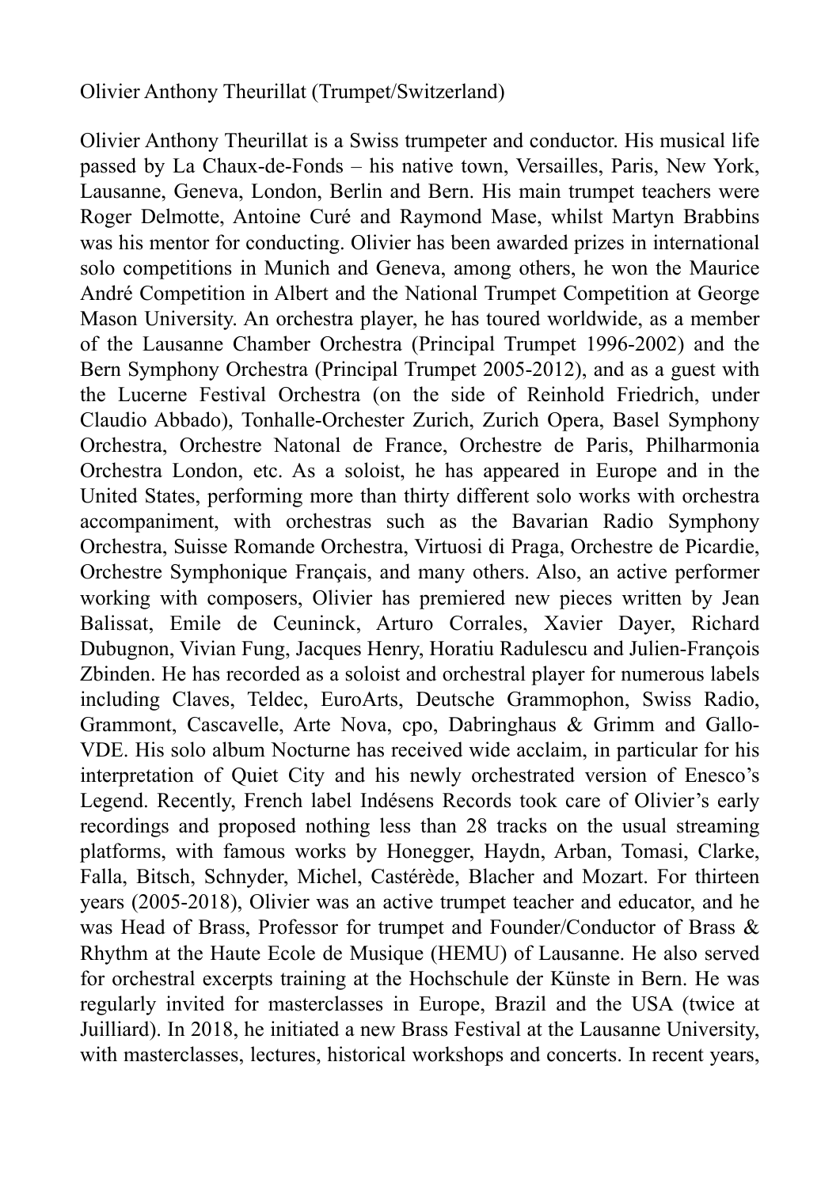Olivier Anthony Theurillat (Trumpet/Switzerland)

Olivier Anthony Theurillat is a Swiss trumpeter and conductor. His musical life passed by La Chaux-de-Fonds – his native town, Versailles, Paris, New York, Lausanne, Geneva, London, Berlin and Bern. His main trumpet teachers were Roger Delmotte, Antoine Curé and Raymond Mase, whilst Martyn Brabbins was his mentor for conducting. Olivier has been awarded prizes in international solo competitions in Munich and Geneva, among others, he won the Maurice André Competition in Albert and the National Trumpet Competition at George Mason University. An orchestra player, he has toured worldwide, as a member of the Lausanne Chamber Orchestra (Principal Trumpet 1996-2002) and the Bern Symphony Orchestra (Principal Trumpet 2005-2012), and as a guest with the Lucerne Festival Orchestra (on the side of Reinhold Friedrich, under Claudio Abbado), Tonhalle-Orchester Zurich, Zurich Opera, Basel Symphony Orchestra, Orchestre Natonal de France, Orchestre de Paris, Philharmonia Orchestra London, etc. As a soloist, he has appeared in Europe and in the United States, performing more than thirty different solo works with orchestra accompaniment, with orchestras such as the Bavarian Radio Symphony Orchestra, Suisse Romande Orchestra, Virtuosi di Praga, Orchestre de Picardie, Orchestre Symphonique Français, and many others. Also, an active performer working with composers, Olivier has premiered new pieces written by Jean Balissat, Emile de Ceuninck, Arturo Corrales, Xavier Dayer, Richard Dubugnon, Vivian Fung, Jacques Henry, Horatiu Radulescu and Julien-François Zbinden. He has recorded as a soloist and orchestral player for numerous labels including Claves, Teldec, EuroArts, Deutsche Grammophon, Swiss Radio, Grammont, Cascavelle, Arte Nova, cpo, Dabringhaus & Grimm and Gallo-VDE. His solo album Nocturne has received wide acclaim, in particular for his interpretation of Quiet City and his newly orchestrated version of Enesco's Legend. Recently, French label Indésens Records took care of Olivier's early recordings and proposed nothing less than 28 tracks on the usual streaming platforms, with famous works by Honegger, Haydn, Arban, Tomasi, Clarke, Falla, Bitsch, Schnyder, Michel, Castérède, Blacher and Mozart. For thirteen years (2005-2018), Olivier was an active trumpet teacher and educator, and he was Head of Brass, Professor for trumpet and Founder/Conductor of Brass & Rhythm at the Haute Ecole de Musique (HEMU) of Lausanne. He also served for orchestral excerpts training at the Hochschule der Künste in Bern. He was regularly invited for masterclasses in Europe, Brazil and the USA (twice at Juilliard). In 2018, he initiated a new Brass Festival at the Lausanne University, with masterclasses, lectures, historical workshops and concerts. In recent years,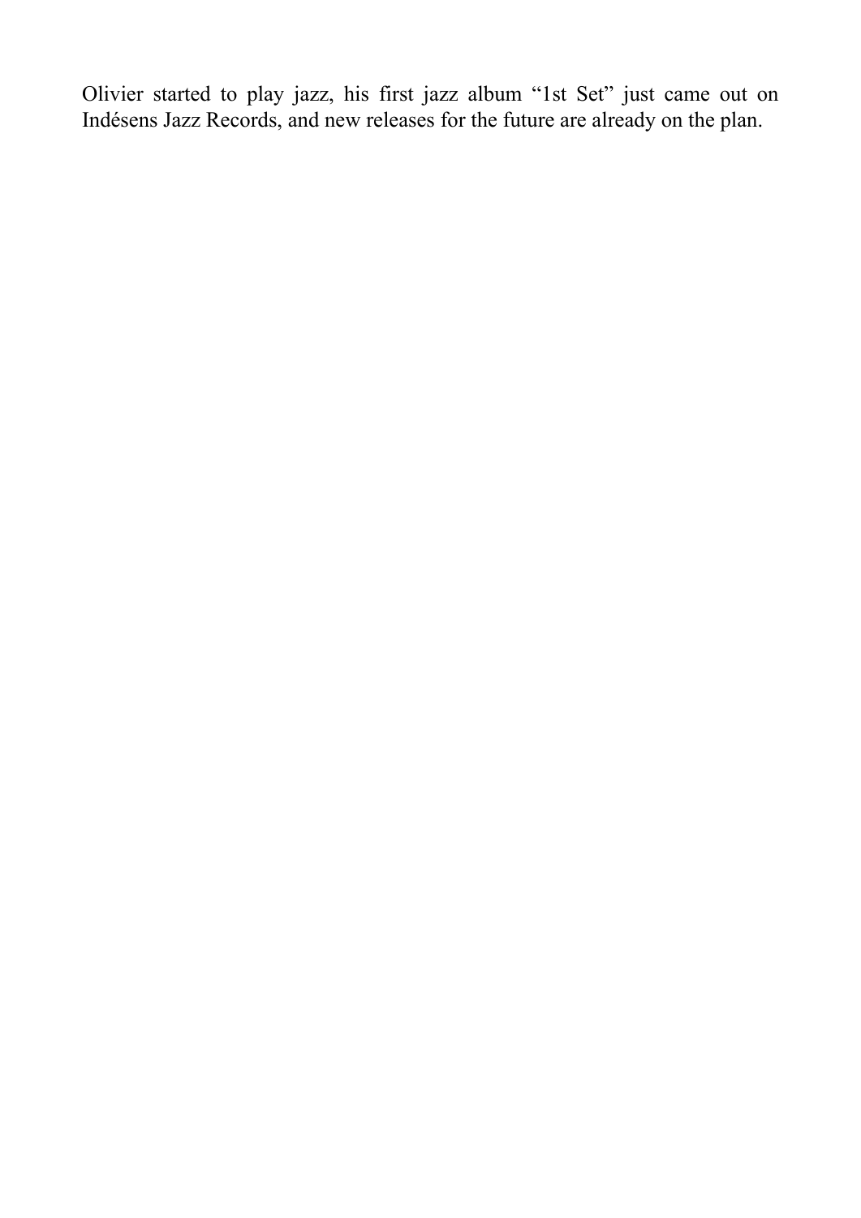Olivier started to play jazz, his first jazz album “1st Set” just came out on Indésens Jazz Records, and new releases for the future are already on the plan.